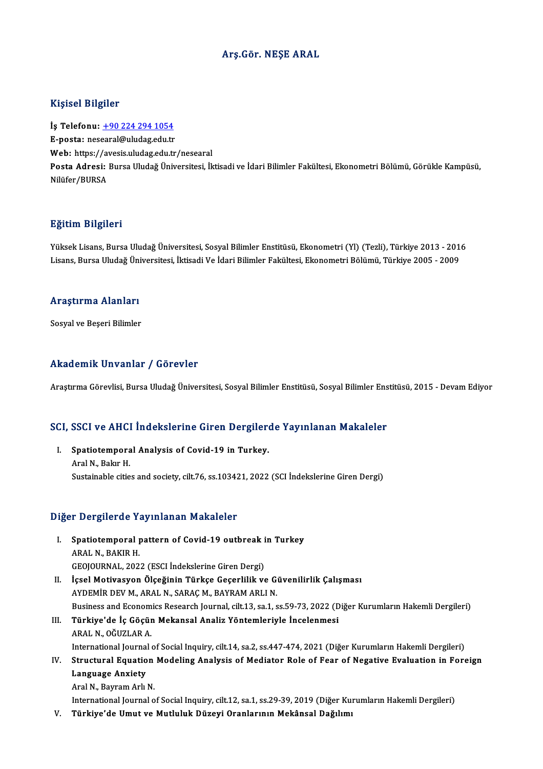# Arş.Gör. NEŞE ARAL

## Kişisel Bilgiler

**İş Telefonu:** +90 224 294 1054
**E-posta:** nesearal@uludag.edu.tr
**Web:** https://avesis.uludag.edu.tr/nesearal
**Posta Adresi:** Bursa Uludağ Üniversitesi, İktisadi ve İdari Bilimler Fakültesi, Ekonometri Bölümü, Görükle Kampüsü, Nilüfer/BURSA

## Eğitim Bilgileri

Yüksek Lisans, Bursa Uludağ Üniversitesi, Sosyal Bilimler Enstitüsü, Ekonometri (Yl) (Tezli), Türkiye 2013 - 2016
Lisans, Bursa Uludağ Üniversitesi, İktisadi Ve İdari Bilimler Fakültesi, Ekonometri Bölümü, Türkiye 2005 - 2009

## Araştırma Alanları

Sosyal ve Beşeri Bilimler

## Akademik Unvanlar / Görevler

Araştırma Görevlisi, Bursa Uludağ Üniversitesi, Sosyal Bilimler Enstitüsü, Sosyal Bilimler Enstitüsü, 2015 - Devam Ediyor

## SCI, SSCI ve AHCI İndekslerine Giren Dergilerde Yayınlanan Makaleler

I. **Spatiotemporal Analysis of Covid-19 in Turkey.**
Aral N., Bakır H.
Sustainable cities and society, cilt.76, ss.103421, 2022 (SCI İndekslerine Giren Dergi)

## Diğer Dergilerde Yayınlanan Makaleler

I. **Spatiotemporal pattern of Covid-19 outbreak in Turkey**
ARAL N., BAKIR H.
GEOJOURNAL, 2022 (ESCI İndekslerine Giren Dergi)

II. **İçsel Motivasyon Ölçeğinin Türkçe Geçerlilik ve Güvenilirlik Çalışması**
AYDEMİR DEV M., ARAL N., SARAÇ M., BAYRAM ARLI N.
Business and Economics Research Journal, cilt.13, sa.1, ss.59-73, 2022 (Diğer Kurumların Hakemli Dergileri)

III. **Türkiye'de İç Göçün Mekansal Analiz Yöntemleriyle İncelenmesi**
ARAL N., OĞUZLAR A.
International Journal of Social Inquiry, cilt.14, sa.2, ss.447-474, 2021 (Diğer Kurumların Hakemli Dergileri)

IV. **Structural Equation Modeling Analysis of Mediator Role of Fear of Negative Evaluation in Foreign Language Anxiety**
Aral N., Bayram Arlı N.
International Journal of Social Inquiry, cilt.12, sa.1, ss.29-39, 2019 (Diğer Kurumların Hakemli Dergileri)

V. **Türkiye'de Umut ve Mutluluk Düzeyi Oranlarının Mekânsal Dağılımı**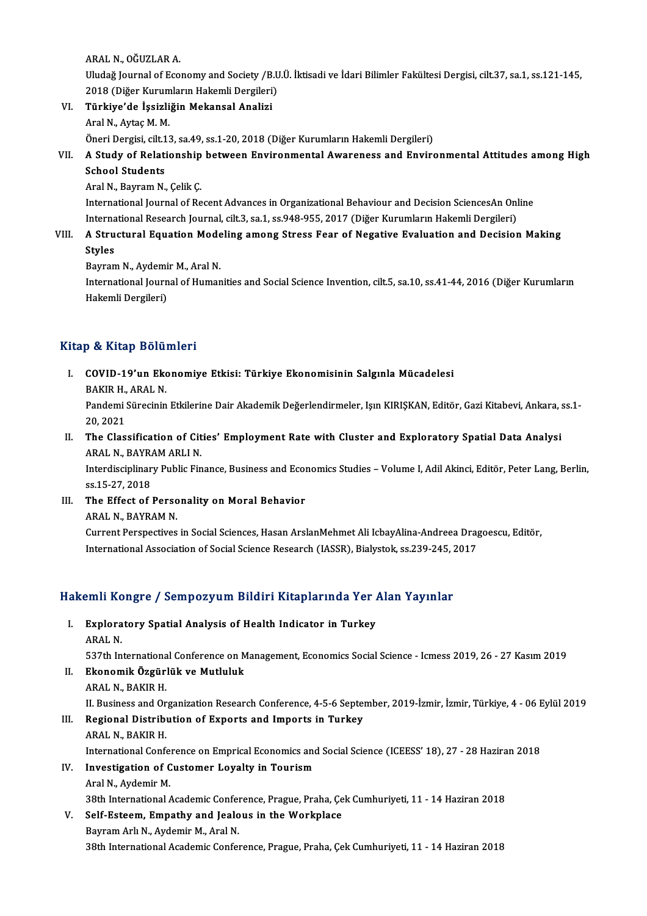ARAL N., OĞUZLAR A.
Uludağ Journal of Economy and Society /B.U.Ü. İktisadi ve İdari Bilimler Fakültesi Dergisi, cilt.37, sa.1, ss.121-145, 2018 (Diğer Kurumların Hakemli Dergileri)

VI. **Türkiye'de İşsizliğin Mekansal Analizi**
Aral N., Aytaç M. M.
Öneri Dergisi, cilt.13, sa.49, ss.1-20, 2018 (Diğer Kurumların Hakemli Dergileri)

VII. **A Study of Relationship between Environmental Awareness and Environmental Attitudes among High School Students**
Aral N., Bayram N., Çelik Ç.
International Journal of Recent Advances in Organizational Behaviour and Decision SciencesAn Online International Research Journal, cilt.3, sa.1, ss.948-955, 2017 (Diğer Kurumların Hakemli Dergileri)

VIII. **A Structural Equation Modeling among Stress Fear of Negative Evaluation and Decision Making Styles**
Bayram N., Aydemir M., Aral N.
International Journal of Humanities and Social Science Invention, cilt.5, sa.10, ss.41-44, 2016 (Diğer Kurumların Hakemli Dergileri)

## Kitap & Kitap Bölümleri

I. **COVID-19'un Ekonomiye Etkisi: Türkiye Ekonomisinin Salgınla Mücadelesi**
BAKIR H., ARAL N.
Pandemi Sürecinin Etkilerine Dair Akademik Değerlendirmeler, Işın KIRIŞKAN, Editör, Gazi Kitabevi, Ankara, ss.1-20, 2021

II. **The Classification of Cities' Employment Rate with Cluster and Exploratory Spatial Data Analysi**
ARAL N., BAYRAM ARLI N.
Interdisciplinary Public Finance, Business and Economics Studies – Volume I, Adil Akinci, Editör, Peter Lang, Berlin, ss.15-27, 2018

III. **The Effect of Personality on Moral Behavior**
ARAL N., BAYRAM N.
Current Perspectives in Social Sciences, Hasan ArslanMehmet Ali IcbayAlina-Andreea Dragoescu, Editör, International Association of Social Science Research (IASSR), Bialystok, ss.239-245, 2017

## Hakemli Kongre / Sempozyum Bildiri Kitaplarında Yer Alan Yayınlar

I. **Exploratory Spatial Analysis of Health Indicator in Turkey**
ARAL N.
537th International Conference on Management, Economics Social Science - Icmess 2019, 26 - 27 Kasım 2019

II. **Ekonomik Özgürlük ve Mutluluk**
ARAL N., BAKIR H.
II. Business and Organization Research Conference, 4-5-6 September, 2019-İzmir, İzmir, Türkiye, 4 - 06 Eylül 2019

III. **Regional Distribution of Exports and Imports in Turkey**
ARAL N., BAKIR H.
International Conference on Emprical Economics and Social Science (ICEESS' 18), 27 - 28 Haziran 2018

IV. **Investigation of Customer Loyalty in Tourism**
Aral N., Aydemir M.
38th International Academic Conference, Prague, Praha, Çek Cumhuriyeti, 11 - 14 Haziran 2018

V. **Self-Esteem, Empathy and Jealous in the Workplace**
Bayram Arlı N., Aydemir M., Aral N.
38th International Academic Conference, Prague, Praha, Çek Cumhuriyeti, 11 - 14 Haziran 2018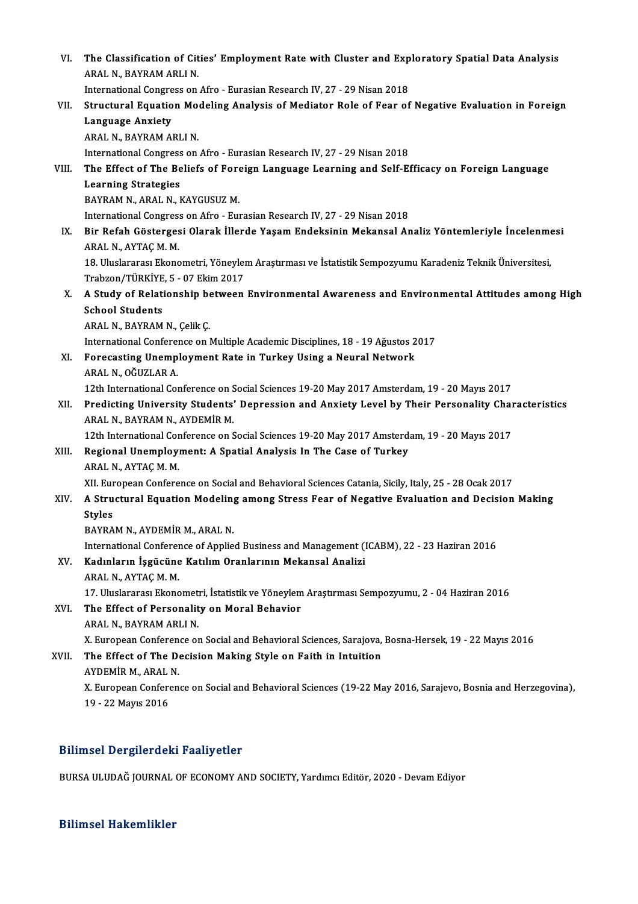VI. **The Classification of Cities' Employment Rate with Cluster and Exploratory Spatial Data Analysis**
ARAL N., BAYRAM ARLI N.
International Congress on Afro - Eurasian Research IV, 27 - 29 Nisan 2018

VII. **Structural Equation Modeling Analysis of Mediator Role of Fear of Negative Evaluation in Foreign Language Anxiety**
ARAL N., BAYRAM ARLI N.
International Congress on Afro - Eurasian Research IV, 27 - 29 Nisan 2018

VIII. **The Effect of The Beliefs of Foreign Language Learning and Self-Efficacy on Foreign Language Learning Strategies**
BAYRAM N., ARAL N., KAYGUSUZ M.
International Congress on Afro - Eurasian Research IV, 27 - 29 Nisan 2018

IX. **Bir Refah Göstergesi Olarak İllerde Yaşam Endeksinin Mekansal Analiz Yöntemleriyle İncelenmesi**
ARAL N., AYTAÇ M. M.
18. Uluslararası Ekonometri, Yöneylem Araştırması ve İstatistik Sempozyumu Karadeniz Teknik Üniversitesi, Trabzon/TÜRKİYE, 5 - 07 Ekim 2017

X. **A Study of Relationship between Environmental Awareness and Environmental Attitudes among High School Students**
ARAL N., BAYRAM N., Çelik Ç.
International Conference on Multiple Academic Disciplines, 18 - 19 Ağustos 2017

XI. **Forecasting Unemployment Rate in Turkey Using a Neural Network**
ARAL N., OĞUZLAR A.
12th International Conference on Social Sciences 19-20 May 2017 Amsterdam, 19 - 20 Mayıs 2017

XII. **Predicting University Students' Depression and Anxiety Level by Their Personality Characteristics**
ARAL N., BAYRAM N., AYDEMİR M.
12th International Conference on Social Sciences 19-20 May 2017 Amsterdam, 19 - 20 Mayıs 2017

XIII. **Regional Unemployment: A Spatial Analysis In The Case of Turkey**
ARAL N., AYTAÇ M. M.
XII. European Conference on Social and Behavioral Sciences Catania, Sicily, Italy, 25 - 28 Ocak 2017

XIV. **A Structural Equation Modeling among Stress Fear of Negative Evaluation and Decision Making Styles**
BAYRAM N., AYDEMİR M., ARAL N.
International Conference of Applied Business and Management (ICABM), 22 - 23 Haziran 2016

XV. **Kadınların İşgücüne Katılım Oranlarının Mekansal Analizi**
ARAL N., AYTAÇ M. M.
17. Uluslararası Ekonometri, İstatistik ve Yöneylem Araştırması Sempozyumu, 2 - 04 Haziran 2016

XVI. **The Effect of Personality on Moral Behavior**
ARAL N., BAYRAM ARLI N.
X. European Conference on Social and Behavioral Sciences, Sarajova, Bosna-Hersek, 19 - 22 Mayıs 2016

XVII. **The Effect of The Decision Making Style on Faith in Intuition**
AYDEMİR M., ARAL N.
X. European Conference on Social and Behavioral Sciences (19-22 May 2016, Sarajevo, Bosnia and Herzegovina), 19 - 22 Mayıs 2016

## Bilimsel Dergilerdeki Faaliyetler

BURSA ULUDAĞ JOURNAL OF ECONOMY AND SOCIETY, Yardımcı Editör, 2020 - Devam Ediyor

## Bilimsel Hakemlikler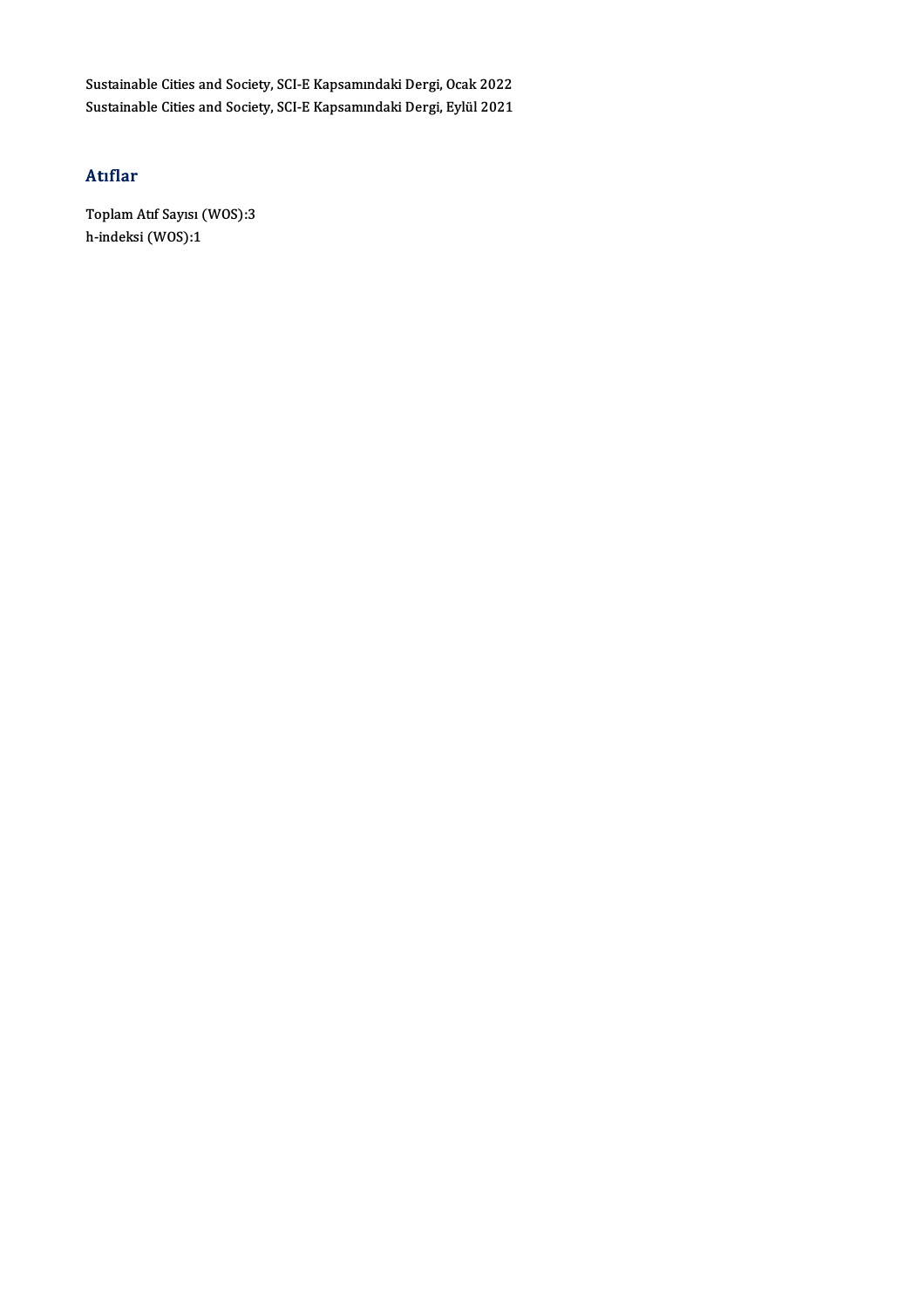Sustainable Cities and Society, SCI-E Kapsamındaki Dergi, Ocak 2022
Sustainable Cities and Society, SCI-E Kapsamındaki Dergi, Eylül 2021

## Atıflar

Toplam Atıf Sayısı (WOS):3
h-indeksi (WOS):1